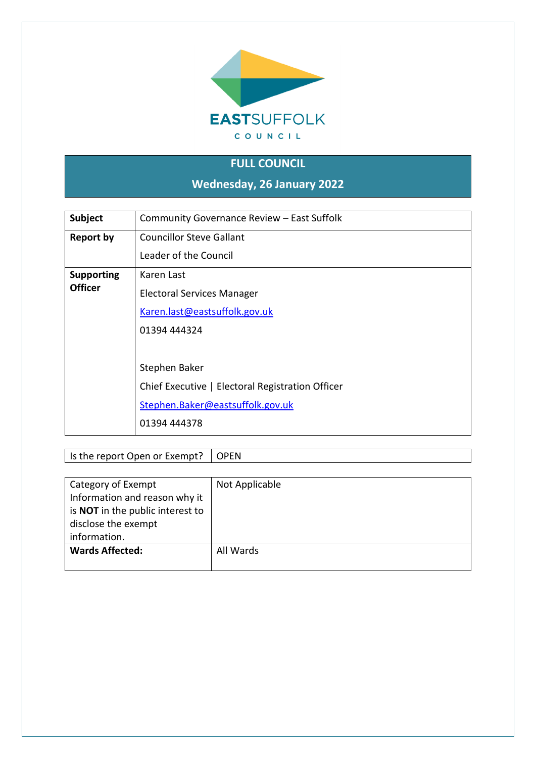EASTSUFFOLK
COUNCIL

# FULL COUNCIL

## Wednesday, 26 January 2022

| **Subject** | Community Governance Review – East Suffolk |
|---|---|
| **Report by** | Councillor Steve Gallant<br>Leader of the Council |
| **Supporting Officer** | Karen Last<br>Electoral Services Manager<br>Karen.last@eastsuffolk.gov.uk<br>01394 444324<br><br>Stephen Baker<br>Chief Executive \| Electoral Registration Officer<br>Stephen.Baker@eastsuffolk.gov.uk<br>01394 444378 |

| Is the report Open or Exempt? | OPEN |
|---|---|

| Category of Exempt Information and reason why it is **NOT** in the public interest to disclose the exempt information. | Not Applicable |
|---|---|
| **Wards Affected:** | All Wards |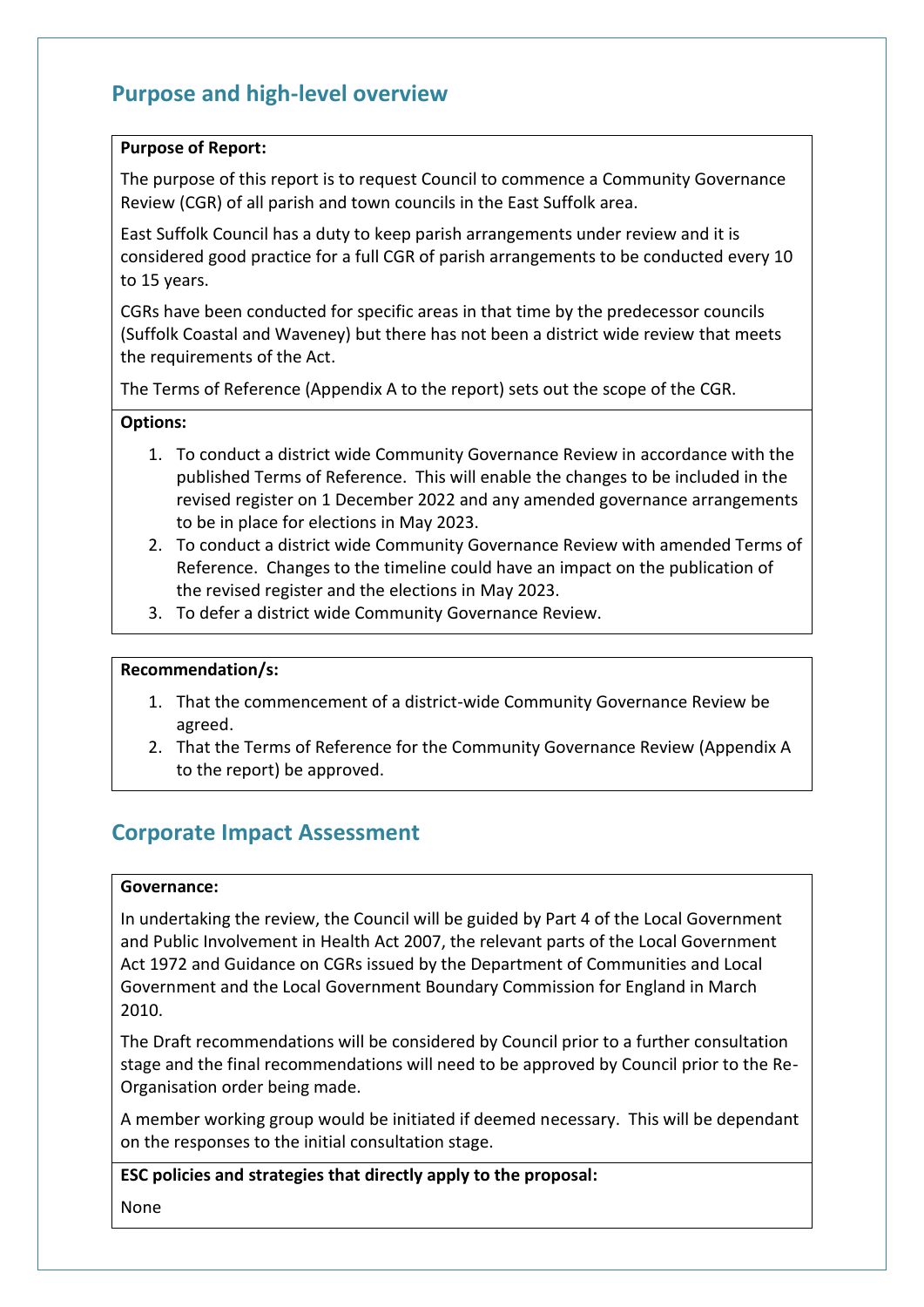## Purpose and high-level overview

**Purpose of Report:**

The purpose of this report is to request Council to commence a Community Governance Review (CGR) of all parish and town councils in the East Suffolk area.

East Suffolk Council has a duty to keep parish arrangements under review and it is considered good practice for a full CGR of parish arrangements to be conducted every 10 to 15 years.

CGRs have been conducted for specific areas in that time by the predecessor councils (Suffolk Coastal and Waveney) but there has not been a district wide review that meets the requirements of the Act.

The Terms of Reference (Appendix A to the report) sets out the scope of the CGR.

**Options:**

1. To conduct a district wide Community Governance Review in accordance with the published Terms of Reference. This will enable the changes to be included in the revised register on 1 December 2022 and any amended governance arrangements to be in place for elections in May 2023.
2. To conduct a district wide Community Governance Review with amended Terms of Reference. Changes to the timeline could have an impact on the publication of the revised register and the elections in May 2023.
3. To defer a district wide Community Governance Review.

**Recommendation/s:**

1. That the commencement of a district-wide Community Governance Review be agreed.
2. That the Terms of Reference for the Community Governance Review (Appendix A to the report) be approved.

## Corporate Impact Assessment

**Governance:**

In undertaking the review, the Council will be guided by Part 4 of the Local Government and Public Involvement in Health Act 2007, the relevant parts of the Local Government Act 1972 and Guidance on CGRs issued by the Department of Communities and Local Government and the Local Government Boundary Commission for England in March 2010.

The Draft recommendations will be considered by Council prior to a further consultation stage and the final recommendations will need to be approved by Council prior to the Re-Organisation order being made.

A member working group would be initiated if deemed necessary. This will be dependant on the responses to the initial consultation stage.

**ESC policies and strategies that directly apply to the proposal:**

None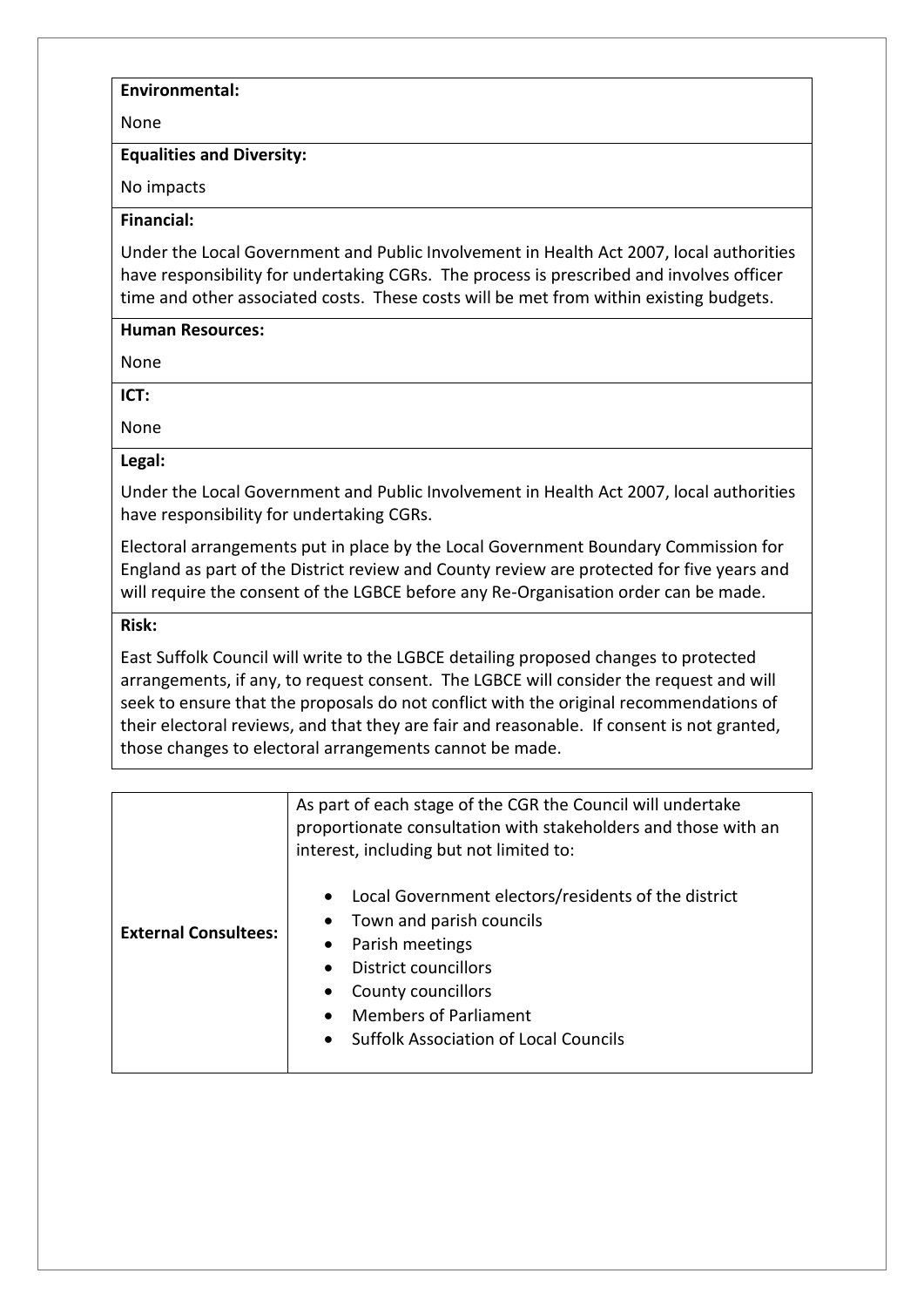**Environmental:**

None

**Equalities and Diversity:**

No impacts

**Financial:**

Under the Local Government and Public Involvement in Health Act 2007, local authorities have responsibility for undertaking CGRs. The process is prescribed and involves officer time and other associated costs. These costs will be met from within existing budgets.

**Human Resources:**

None

**ICT:**

None

**Legal:**

Under the Local Government and Public Involvement in Health Act 2007, local authorities have responsibility for undertaking CGRs.

Electoral arrangements put in place by the Local Government Boundary Commission for England as part of the District review and County review are protected for five years and will require the consent of the LGBCE before any Re-Organisation order can be made.

**Risk:**

East Suffolk Council will write to the LGBCE detailing proposed changes to protected arrangements, if any, to request consent. The LGBCE will consider the request and will seek to ensure that the proposals do not conflict with the original recommendations of their electoral reviews, and that they are fair and reasonable. If consent is not granted, those changes to electoral arrangements cannot be made.

| | |
|---|---|
| **External Consultees:** | As part of each stage of the CGR the Council will undertake proportionate consultation with stakeholders and those with an interest, including but not limited to:<br><br>• Local Government electors/residents of the district<br>• Town and parish councils<br>• Parish meetings<br>• District councillors<br>• County councillors<br>• Members of Parliament<br>• Suffolk Association of Local Councils |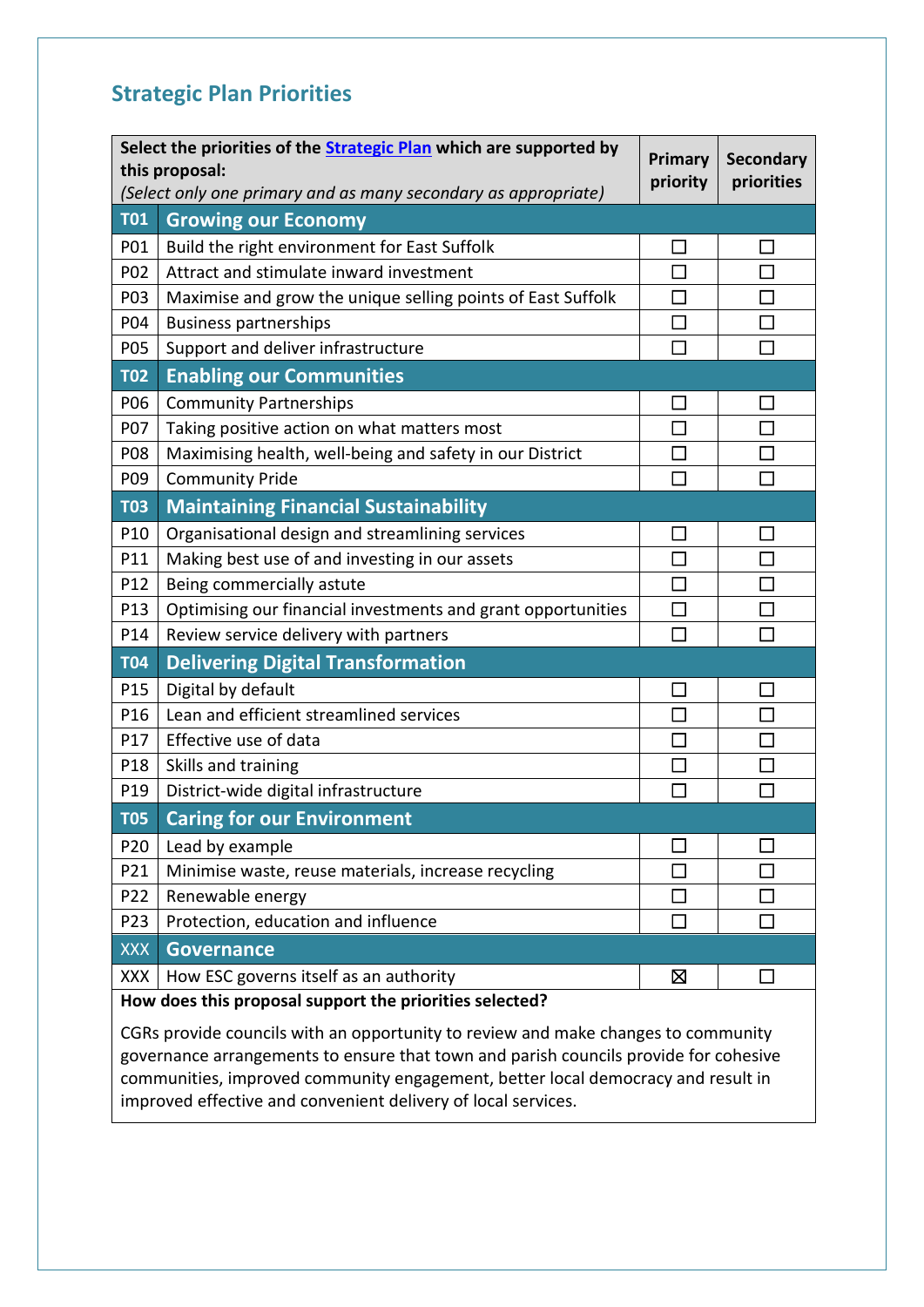## Strategic Plan Priorities

| | Select the priorities of the Strategic Plan which are supported by this proposal: *(Select only one primary and as many secondary as appropriate)* | Primary priority | Secondary priorities |
|---|---|---|---|
| **T01** | **Growing our Economy** | | |
| P01 | Build the right environment for East Suffolk | ☐ | ☐ |
| P02 | Attract and stimulate inward investment | ☐ | ☐ |
| P03 | Maximise and grow the unique selling points of East Suffolk | ☐ | ☐ |
| P04 | Business partnerships | ☐ | ☐ |
| P05 | Support and deliver infrastructure | ☐ | ☐ |
| **T02** | **Enabling our Communities** | | |
| P06 | Community Partnerships | ☐ | ☐ |
| P07 | Taking positive action on what matters most | ☐ | ☐ |
| P08 | Maximising health, well-being and safety in our District | ☐ | ☐ |
| P09 | Community Pride | ☐ | ☐ |
| **T03** | **Maintaining Financial Sustainability** | | |
| P10 | Organisational design and streamlining services | ☐ | ☐ |
| P11 | Making best use of and investing in our assets | ☐ | ☐ |
| P12 | Being commercially astute | ☐ | ☐ |
| P13 | Optimising our financial investments and grant opportunities | ☐ | ☐ |
| P14 | Review service delivery with partners | ☐ | ☐ |
| **T04** | **Delivering Digital Transformation** | | |
| P15 | Digital by default | ☐ | ☐ |
| P16 | Lean and efficient streamlined services | ☐ | ☐ |
| P17 | Effective use of data | ☐ | ☐ |
| P18 | Skills and training | ☐ | ☐ |
| P19 | District-wide digital infrastructure | ☐ | ☐ |
| **T05** | **Caring for our Environment** | | |
| P20 | Lead by example | ☐ | ☐ |
| P21 | Minimise waste, reuse materials, increase recycling | ☐ | ☐ |
| P22 | Renewable energy | ☐ | ☐ |
| P23 | Protection, education and influence | ☐ | ☐ |
| XXX | **Governance** | | |
| XXX | How ESC governs itself as an authority | ☒ | ☐ |

**How does this proposal support the priorities selected?**

CGRs provide councils with an opportunity to review and make changes to community governance arrangements to ensure that town and parish councils provide for cohesive communities, improved community engagement, better local democracy and result in improved effective and convenient delivery of local services.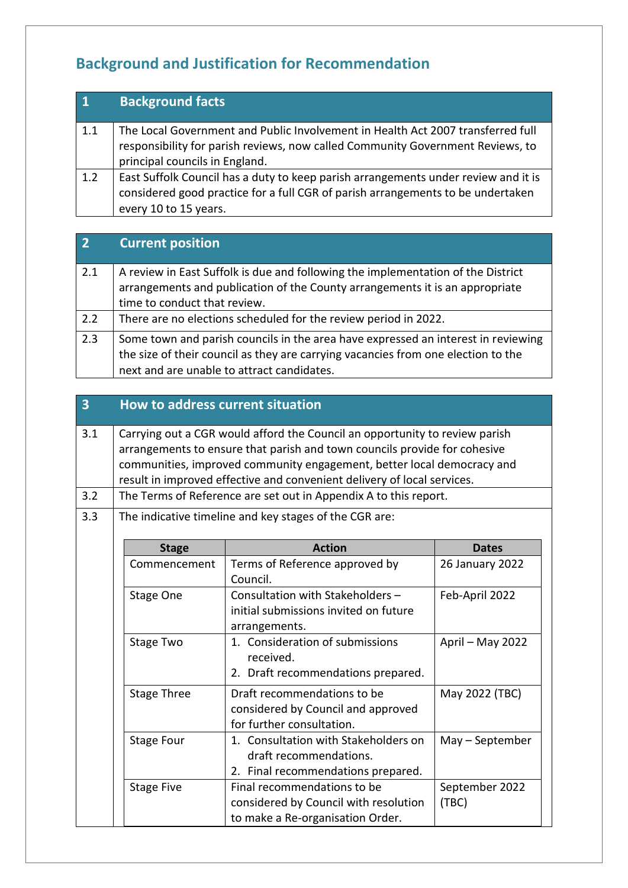## Background and Justification for Recommendation

| 1 | Background facts |
|---|---|
| 1.1 | The Local Government and Public Involvement in Health Act 2007 transferred full responsibility for parish reviews, now called Community Government Reviews, to principal councils in England. |
| 1.2 | East Suffolk Council has a duty to keep parish arrangements under review and it is considered good practice for a full CGR of parish arrangements to be undertaken every 10 to 15 years. |

| 2 | Current position |
|---|---|
| 2.1 | A review in East Suffolk is due and following the implementation of the District arrangements and publication of the County arrangements it is an appropriate time to conduct that review. |
| 2.2 | There are no elections scheduled for the review period in 2022. |
| 2.3 | Some town and parish councils in the area have expressed an interest in reviewing the size of their council as they are carrying vacancies from one election to the next and are unable to attract candidates. |

| 3 | How to address current situation |
|---|---|
| 3.1 | Carrying out a CGR would afford the Council an opportunity to review parish arrangements to ensure that parish and town councils provide for cohesive communities, improved community engagement, better local democracy and result in improved effective and convenient delivery of local services. |
| 3.2 | The Terms of Reference are set out in Appendix A to this report. |
| 3.3 | The indicative timeline and key stages of the CGR are: |

| Stage | Action | Dates |
|---|---|---|
| Commencement | Terms of Reference approved by Council. | 26 January 2022 |
| Stage One | Consultation with Stakeholders – initial submissions invited on future arrangements. | Feb-April 2022 |
| Stage Two | 1. Consideration of submissions received.<br>2. Draft recommendations prepared. | April – May 2022 |
| Stage Three | Draft recommendations to be considered by Council and approved for further consultation. | May 2022 (TBC) |
| Stage Four | 1. Consultation with Stakeholders on draft recommendations.<br>2. Final recommendations prepared. | May – September |
| Stage Five | Final recommendations to be considered by Council with resolution to make a Re-organisation Order. | September 2022 (TBC) |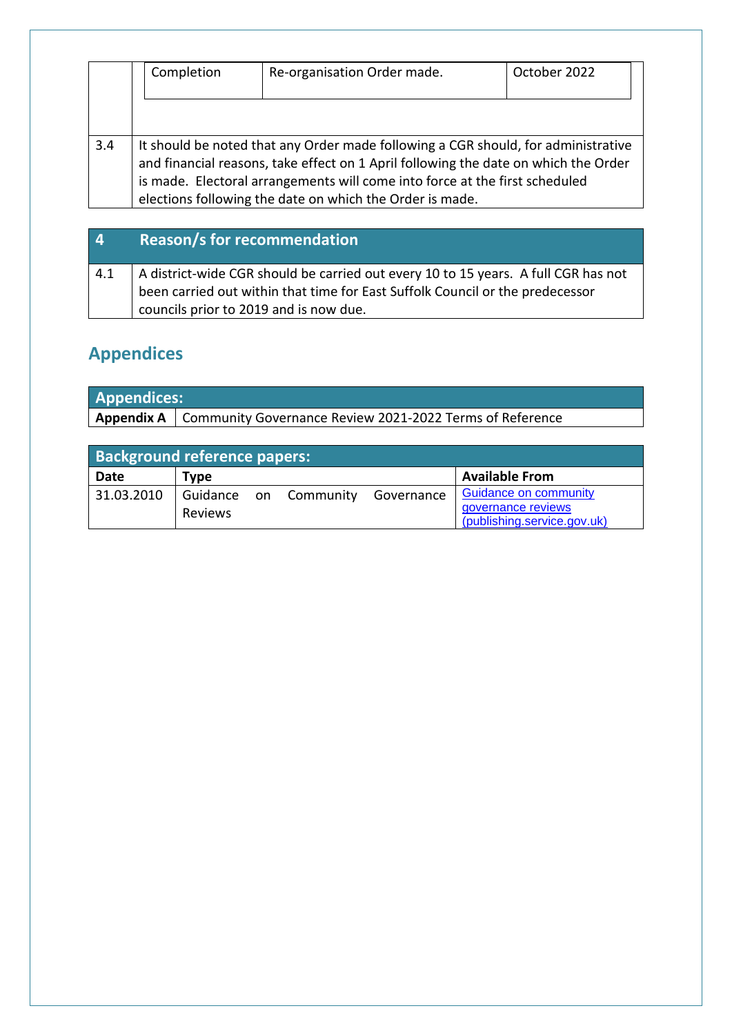| | | | |
|---|---|---|---|
| | Completion | Re-organisation Order made. | October 2022 |
| 3.4 | It should be noted that any Order made following a CGR should, for administrative and financial reasons, take effect on 1 April following the date on which the Order is made. Electoral arrangements will come into force at the first scheduled elections following the date on which the Order is made. | | |

| 4 | Reason/s for recommendation |
|---|---|
| 4.1 | A district-wide CGR should be carried out every 10 to 15 years. A full CGR has not been carried out within that time for East Suffolk Council or the predecessor councils prior to 2019 and is now due. |

## Appendices

| Appendices: | |
|---|---|
| **Appendix A** | Community Governance Review 2021-2022 Terms of Reference |

| Background reference papers: | | |
|---|---|---|
| **Date** | **Type** | **Available From** |
| 31.03.2010 | Guidance on Community Governance Reviews | Guidance on community governance reviews (publishing.service.gov.uk) |